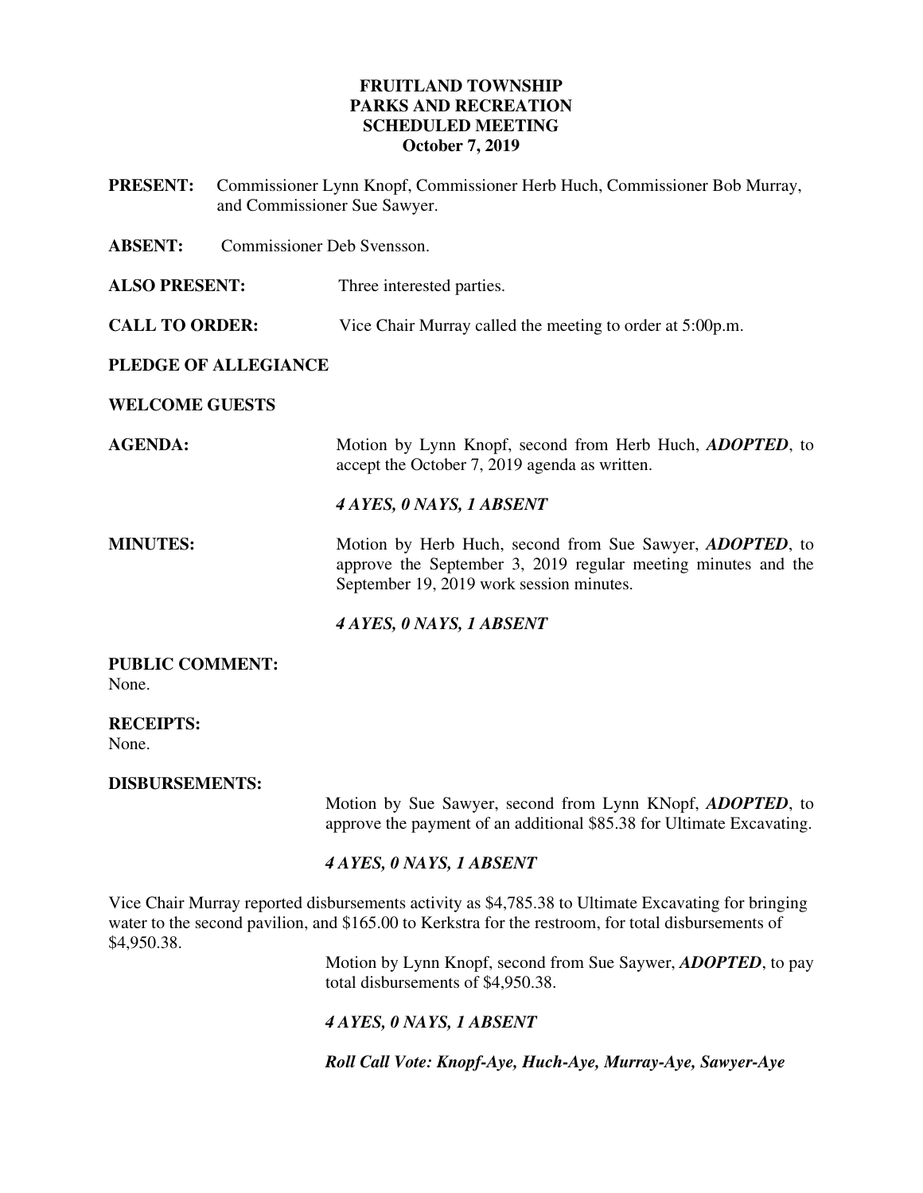# FRUITLAND TOWNSHIP
## PARKS AND RECREATION
## SCHEDULED MEETING
## October 7, 2019

**PRESENT:** Commissioner Lynn Knopf, Commissioner Herb Huch, Commissioner Bob Murray, and Commissioner Sue Sawyer.

**ABSENT:** Commissioner Deb Svensson.

**ALSO PRESENT:** Three interested parties.

**CALL TO ORDER:** Vice Chair Murray called the meeting to order at 5:00p.m.

**PLEDGE OF ALLEGIANCE**

**WELCOME GUESTS**

**AGENDA:** Motion by Lynn Knopf, second from Herb Huch, ***ADOPTED***, to accept the October 7, 2019 agenda as written.

***4 AYES, 0 NAYS, 1 ABSENT***

**MINUTES:** Motion by Herb Huch, second from Sue Sawyer, ***ADOPTED***, to approve the September 3, 2019 regular meeting minutes and the September 19, 2019 work session minutes.

***4 AYES, 0 NAYS, 1 ABSENT***

**PUBLIC COMMENT:**
None.

**RECEIPTS:**
None.

**DISBURSEMENTS:**

Motion by Sue Sawyer, second from Lynn KNopf, ***ADOPTED***, to approve the payment of an additional $85.38 for Ultimate Excavating.

***4 AYES, 0 NAYS, 1 ABSENT***

Vice Chair Murray reported disbursements activity as $4,785.38 to Ultimate Excavating for bringing water to the second pavilion, and $165.00 to Kerkstra for the restroom, for total disbursements of $4,950.38.

Motion by Lynn Knopf, second from Sue Saywer, ***ADOPTED***, to pay total disbursements of $4,950.38.

***4 AYES, 0 NAYS, 1 ABSENT***

***Roll Call Vote: Knopf-Aye, Huch-Aye, Murray-Aye, Sawyer-Aye***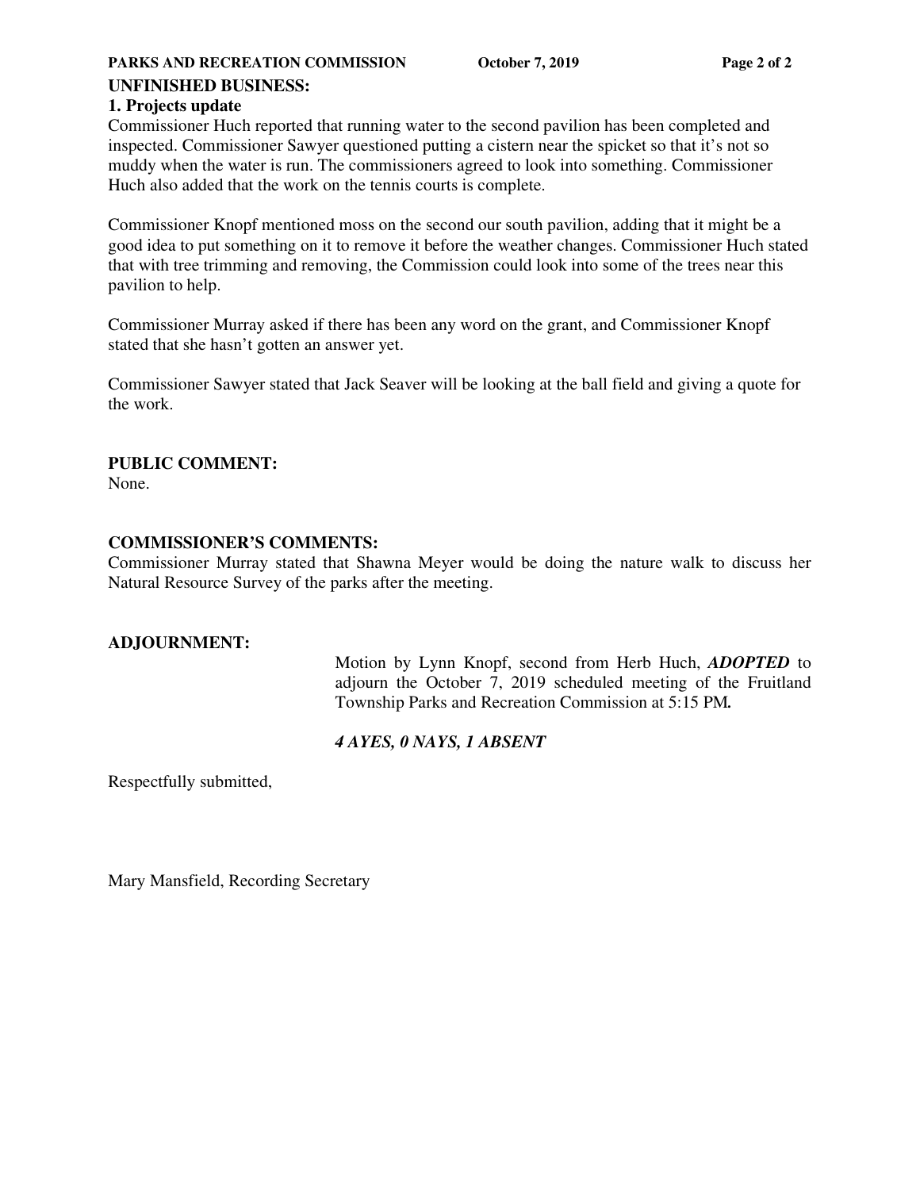## UNFINISHED BUSINESS:

### 1. Projects update

Commissioner Huch reported that running water to the second pavilion has been completed and inspected. Commissioner Sawyer questioned putting a cistern near the spicket so that it's not so muddy when the water is run. The commissioners agreed to look into something. Commissioner Huch also added that the work on the tennis courts is complete.

Commissioner Knopf mentioned moss on the second our south pavilion, adding that it might be a good idea to put something on it to remove it before the weather changes. Commissioner Huch stated that with tree trimming and removing, the Commission could look into some of the trees near this pavilion to help.

Commissioner Murray asked if there has been any word on the grant, and Commissioner Knopf stated that she hasn't gotten an answer yet.

Commissioner Sawyer stated that Jack Seaver will be looking at the ball field and giving a quote for the work.

## PUBLIC COMMENT:

None.

## COMMISSIONER'S COMMENTS:

Commissioner Murray stated that Shawna Meyer would be doing the nature walk to discuss her Natural Resource Survey of the parks after the meeting.

## ADJOURNMENT:

Motion by Lynn Knopf, second from Herb Huch, ***ADOPTED*** to adjourn the October 7, 2019 scheduled meeting of the Fruitland Township Parks and Recreation Commission at 5:15 PM**.**

***4 AYES, 0 NAYS, 1 ABSENT***

Respectfully submitted,

Mary Mansfield, Recording Secretary